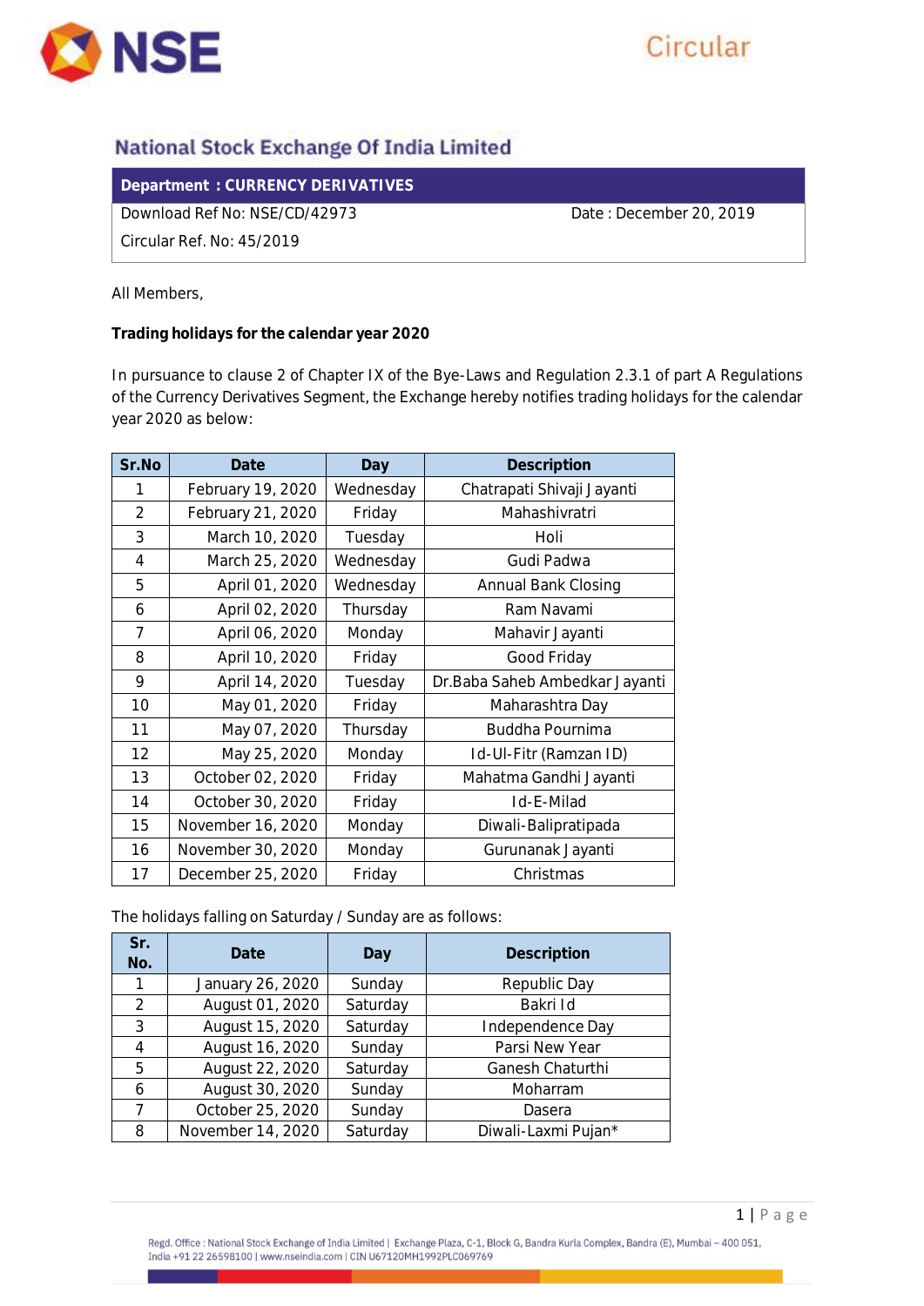# National Stock Exchange Of India Limited

**Department : CURRENCY DERIVATIVES**

Download Ref No: NSE/CD/42973 Date : December 20, 2019

Circular Ref. No: 45/2019

All Members,

**Trading holidays for the calendar year 2020**

In pursuance to clause 2 of Chapter IX of the Bye-Laws and Regulation 2.3.1 of part A Regulations of the Currency Derivatives Segment, the Exchange hereby notifies trading holidays for the calendar year 2020 as below:

| Sr.No | Date | Day | Description |
|---|---|---|---|
| 1 | February 19, 2020 | Wednesday | Chatrapati Shivaji Jayanti |
| 2 | February 21, 2020 | Friday | Mahashivratri |
| 3 | March 10, 2020 | Tuesday | Holi |
| 4 | March 25, 2020 | Wednesday | Gudi Padwa |
| 5 | April 01, 2020 | Wednesday | Annual Bank Closing |
| 6 | April 02, 2020 | Thursday | Ram Navami |
| 7 | April 06, 2020 | Monday | Mahavir Jayanti |
| 8 | April 10, 2020 | Friday | Good Friday |
| 9 | April 14, 2020 | Tuesday | Dr.Baba Saheb Ambedkar Jayanti |
| 10 | May 01, 2020 | Friday | Maharashtra Day |
| 11 | May 07, 2020 | Thursday | Buddha Pournima |
| 12 | May 25, 2020 | Monday | Id-Ul-Fitr (Ramzan ID) |
| 13 | October 02, 2020 | Friday | Mahatma Gandhi Jayanti |
| 14 | October 30, 2020 | Friday | Id-E-Milad |
| 15 | November 16, 2020 | Monday | Diwali-Balipratipada |
| 16 | November 30, 2020 | Monday | Gurunanak Jayanti |
| 17 | December 25, 2020 | Friday | Christmas |

The holidays falling on Saturday / Sunday are as follows:

| Sr. No. | Date | Day | Description |
|---|---|---|---|
| 1 | January 26, 2020 | Sunday | Republic Day |
| 2 | August 01, 2020 | Saturday | Bakri Id |
| 3 | August 15, 2020 | Saturday | Independence Day |
| 4 | August 16, 2020 | Sunday | Parsi New Year |
| 5 | August 22, 2020 | Saturday | Ganesh Chaturthi |
| 6 | August 30, 2020 | Sunday | Moharram |
| 7 | October 25, 2020 | Sunday | Dasera |
| 8 | November 14, 2020 | Saturday | Diwali-Laxmi Pujan* |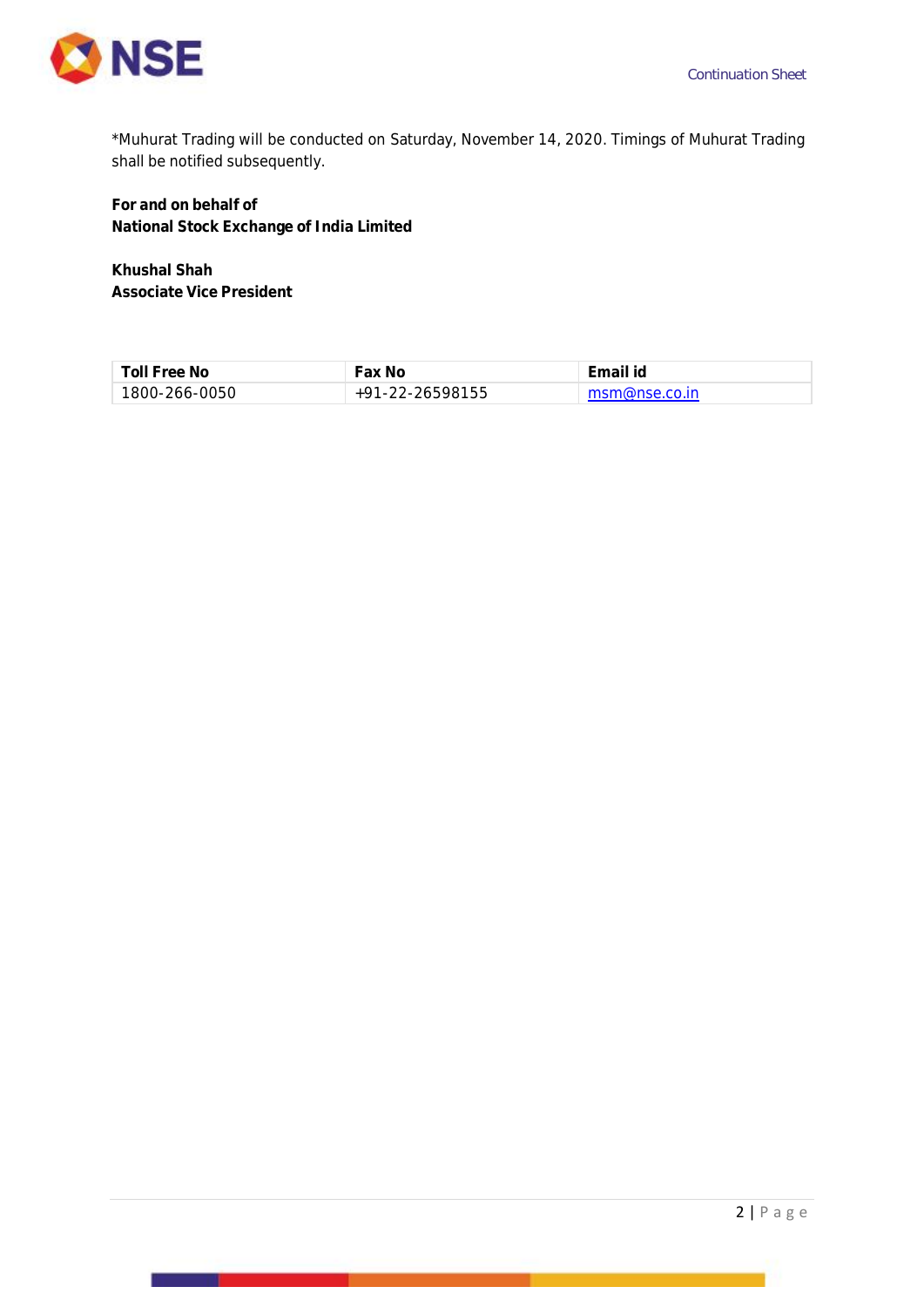*Muhurat Trading will be conducted on Saturday, November 14, 2020. Timings of Muhurat Trading shall be notified subsequently.

**For and on behalf of**
**National Stock Exchange of India Limited**

**Khushal Shah**
**Associate Vice President**

| Toll Free No | Fax No | Email id |
|---|---|---|
| 1800-266-0050 | +91-22-26598155 | msm@nse.co.in |